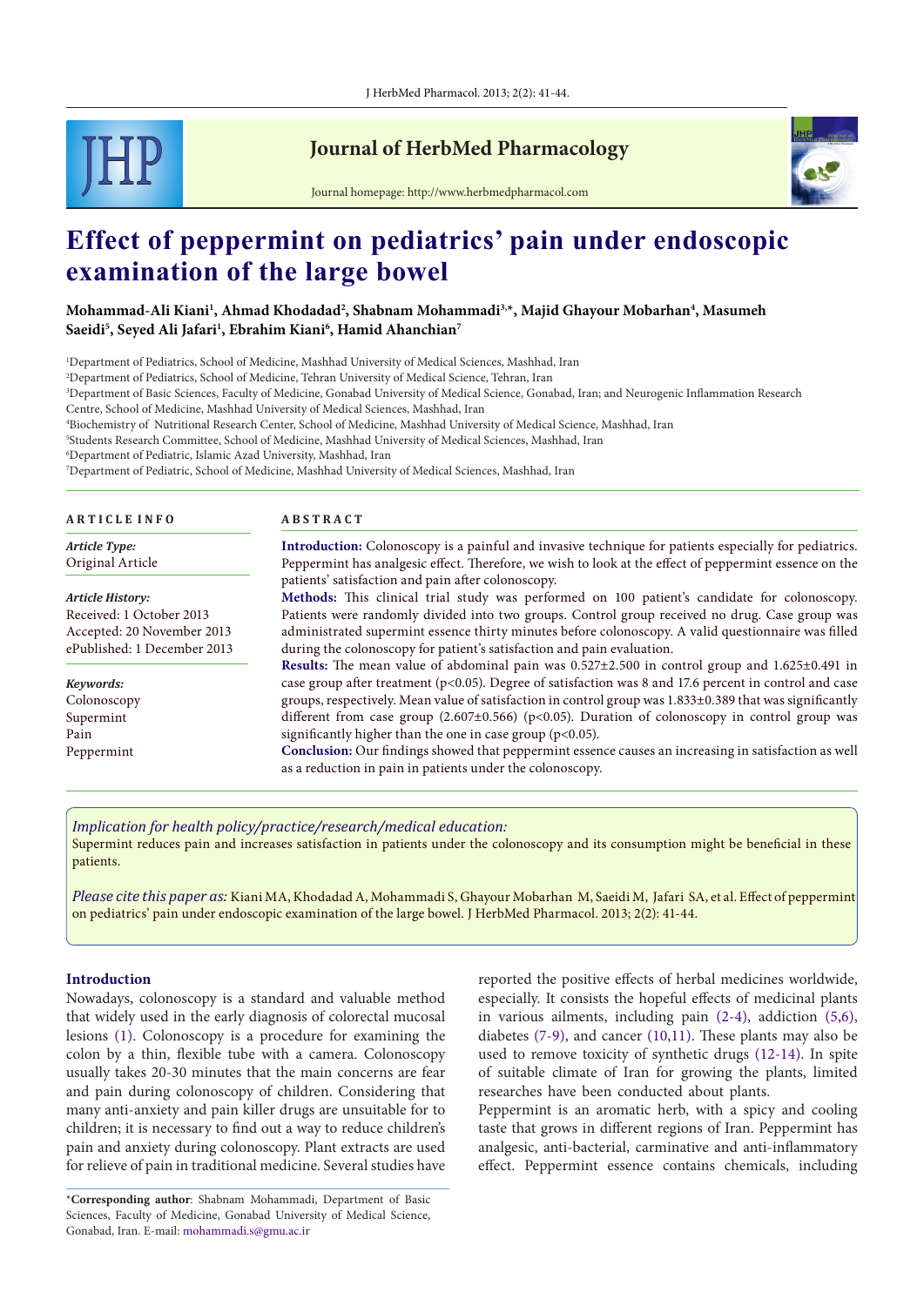# Journal of HerbMed Pharmacology

Journal homepage: http://www.herbmedpharmacol.com

# Effect of peppermint on pediatrics' pain under endoscopic examination of the large bowel

**Mohammad-Ali Kiani[1], Ahmad Khodadad[2], Shabnam Mohammadi[3,*], Majid Ghayour Mobarhan[4], Masumeh Saeidi[5], Seyed Ali Jafari[1], Ebrahim Kiani[6], Hamid Ahanchian[7]**

[1]Department of Pediatrics, School of Medicine, Mashhad University of Medical Sciences, Mashhad, Iran
[2]Department of Pediatrics, School of Medicine, Tehran University of Medical Science, Tehran, Iran
[3]Department of Basic Sciences, Faculty of Medicine, Gonabad University of Medical Science, Gonabad, Iran; and Neurogenic Inflammation Research Centre, School of Medicine, Mashhad University of Medical Sciences, Mashhad, Iran
[4]Biochemistry of Nutritional Research Center, School of Medicine, Mashhad University of Medical Sciences, Mashhad, Iran
[5]Students Research Committee, School of Medicine, Mashhad University of Medical Sciences, Mashhad, Iran
[6]Department of Pediatric, Islamic Azad University, Mashhad, Iran
[7]Department of Pediatric, School of Medicine, Mashhad University of Medical Sciences, Mashhad, Iran

## ARTICLE INFO

*Article Type:*
Original Article

*Article History:*
Received: 1 October 2013
Accepted: 20 November 2013
ePublished: 1 December 2013

*Keywords:*
Colonoscopy
Supermint
Pain
Peppermint

## ABSTRACT

**Introduction:** Colonoscopy is a painful and invasive technique for patients especially for pediatrics. Peppermint has analgesic effect. Therefore, we wish to look at the effect of peppermint essence on the patients' satisfaction and pain after colonoscopy.

**Methods:** This clinical trial study was performed on 100 patient's candidate for colonoscopy. Patients were randomly divided into two groups. Control group received no drug. Case group was administrated supermint essence thirty minutes before colonoscopy. A valid questionnaire was filled during the colonoscopy for patient's satisfaction and pain evaluation.

**Results:** The mean value of abdominal pain was 0.527±2.500 in control group and 1.625±0.491 in case group after treatment ($p<0.05$). Degree of satisfaction was 8 and 17.6 percent in control and case groups, respectively. Mean value of satisfaction in control group was 1.833±0.389 that was significantly different from case group (2.607±0.566) ($p<0.05$). Duration of colonoscopy in control group was significantly higher than the one in case group ($p<0.05$).

**Conclusion:** Our findings showed that peppermint essence causes an increasing in satisfaction as well as a reduction in pain in patients under the colonoscopy.

*Implication for health policy/practice/research/medical education:*
Supermint reduces pain and increases satisfaction in patients under the colonoscopy and its consumption might be beneficial in these patients.

*Please cite this paper as:* Kiani MA, Khodadad A, Mohammadi S, Ghayour Mobarhan M, Saeidi M, Jafari SA, et al. Effect of peppermint on pediatrics' pain under endoscopic examination of the large bowel. J HerbMed Pharmacol. 2013; 2(2): 41-44.

## Introduction

Nowadays, colonoscopy is a standard and valuable method that widely used in the early diagnosis of colorectal mucosal lesions (1). Colonoscopy is a procedure for examining the colon by a thin, flexible tube with a camera. Colonoscopy usually takes 20-30 minutes that the main concerns are fear and pain during colonoscopy of children. Considering that many anti-anxiety and pain killer drugs are unsuitable for to children; it is necessary to find out a way to reduce children's pain and anxiety during colonoscopy. Plant extracts are used for relieve of pain in traditional medicine. Several studies have reported the positive effects of herbal medicines worldwide, especially. It consists the hopeful effects of medicinal plants in various ailments, including pain (2-4), addiction (5,6), diabetes (7-9), and cancer (10,11). These plants may also be used to remove toxicity of synthetic drugs (12-14). In spite of suitable climate of Iran for growing the plants, limited researches have been conducted about plants.

Peppermint is an aromatic herb, with a spicy and cooling taste that grows in different regions of Iran. Peppermint has analgesic, anti-bacterial, carminative and anti-inflammatory effect. Peppermint essence contains chemicals, including

*Corresponding author: Shabnam Mohammadi, Department of Basic Sciences, Faculty of Medicine, Gonabad University of Medical Science, Gonabad, Iran. E-mail: mohammadi.s@gmu.ac.ir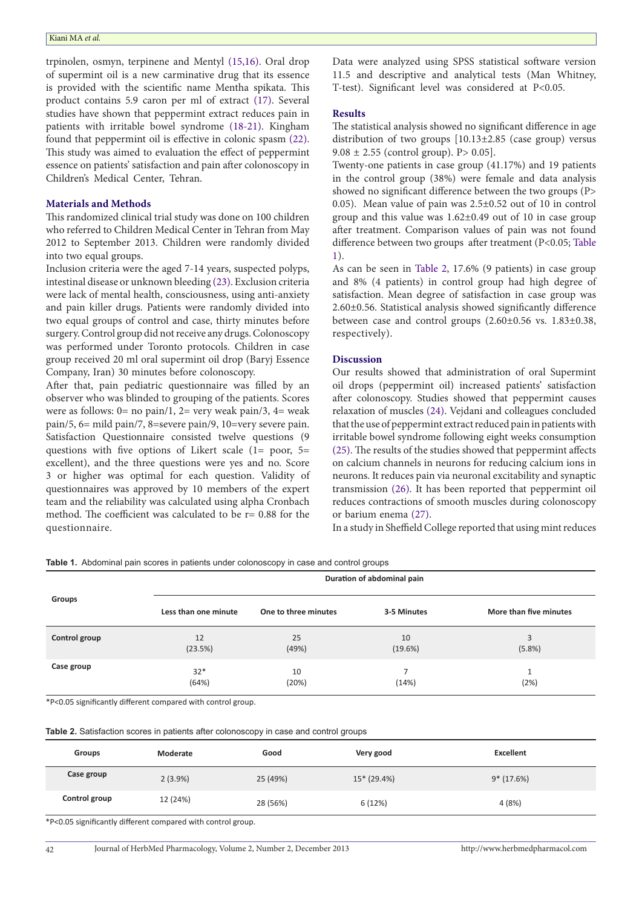trpinolen, osmyn, terpinene and Mentyl (15,16). Oral drop of supermint oil is a new carminative drug that its essence is provided with the scientific name Mentha spikata. This product contains 5.9 caron per ml of extract (17). Several studies have shown that peppermint extract reduces pain in patients with irritable bowel syndrome (18-21). Kingham found that peppermint oil is effective in colonic spasm (22). This study was aimed to evaluation the effect of peppermint essence on patients' satisfaction and pain after colonoscopy in Children's Medical Center, Tehran.

## Materials and Methods

This randomized clinical trial study was done on 100 children who referred to Children Medical Center in Tehran from May 2012 to September 2013. Children were randomly divided into two equal groups.

Inclusion criteria were the aged 7-14 years, suspected polyps, intestinal disease or unknown bleeding (23). Exclusion criteria were lack of mental health, consciousness, using anti-anxiety and pain killer drugs. Patients were randomly divided into two equal groups of control and case, thirty minutes before surgery. Control group did not receive any drugs. Colonoscopy was performed under Toronto protocols. Children in case group received 20 ml oral supermint oil drop (Baryj Essence Company, Iran) 30 minutes before colonoscopy.

After that, pain pediatric questionnaire was filled by an observer who was blinded to grouping of the patients. Scores were as follows: 0= no pain/1, 2= very weak pain/3, 4= weak pain/5, 6= mild pain/7, 8=severe pain/9, 10=very severe pain. Satisfaction Questionnaire consisted twelve questions (9 questions with five options of Likert scale (1= poor, 5= excellent), and the three questions were yes and no. Score 3 or higher was optimal for each question. Validity of questionnaires was approved by 10 members of the expert team and the reliability was calculated using alpha Cronbach method. The coefficient was calculated to be r= 0.88 for the questionnaire.

Data were analyzed using SPSS statistical software version 11.5 and descriptive and analytical tests (Man Whitney, T-test). Significant level was considered at $P<0.05$.

## Results

The statistical analysis showed no significant difference in age distribution of two groups [10.13±2.85 (case group) versus 9.08 ± 2.55 (control group). $P> 0.05$].

Twenty-one patients in case group (41.17%) and 19 patients in the control group (38%) were female and data analysis showed no significant difference between the two groups ($P> 0.05$). Mean value of pain was 2.5±0.52 out of 10 in control group and this value was 1.62±0.49 out of 10 in case group after treatment. Comparison values of pain was not found difference between two groups after treatment ($P<0.05$; Table 1).

As can be seen in Table 2, 17.6% (9 patients) in case group and 8% (4 patients) in control group had high degree of satisfaction. Mean degree of satisfaction in case group was 2.60±0.56. Statistical analysis showed significantly difference between case and control groups (2.60±0.56 vs. 1.83±0.38, respectively).

## Discussion

Our results showed that administration of oral Supermint oil drops (peppermint oil) increased patients' satisfaction after colonoscopy. Studies showed that peppermint causes relaxation of muscles (24). Vejdani and colleagues concluded that the use of peppermint extract reduced pain in patients with irritable bowel syndrome following eight weeks consumption (25). The results of the studies showed that peppermint affects on calcium channels in neurons for reducing calcium ions in neurons. It reduces pain via neuronal excitability and synaptic transmission (26). It has been reported that peppermint oil reduces contractions of smooth muscles during colonoscopy or barium enema (27).

In a study in Sheffield College reported that using mint reduces

**Table 1.** Abdominal pain scores in patients under colonoscopy in case and control groups

| Groups | Duration of abdominal pain | | | |
|---|---|---|---|---|
| | Less than one minute | One to three minutes | 3-5 Minutes | More than five minutes |
| Control group | 12 (23.5%) | 25 (49%) | 10 (19.6%) | 3 (5.8%) |
| Case group | 32* (64%) | 10 (20%) | 7 (14%) | 1 (2%) |

*P<0.05 significantly different compared with control group.

**Table 2.** Satisfaction scores in patients after colonoscopy in case and control groups

| Groups | Moderate | Good | Very good | Excellent |
|---|---|---|---|---|
| Case group | 2 (3.9%) | 25 (49%) | 15* (29.4%) | 9* (17.6%) |
| Control group | 12 (24%) | 28 (56%) | 6 (12%) | 4 (8%) |

*P<0.05 significantly different compared with control group.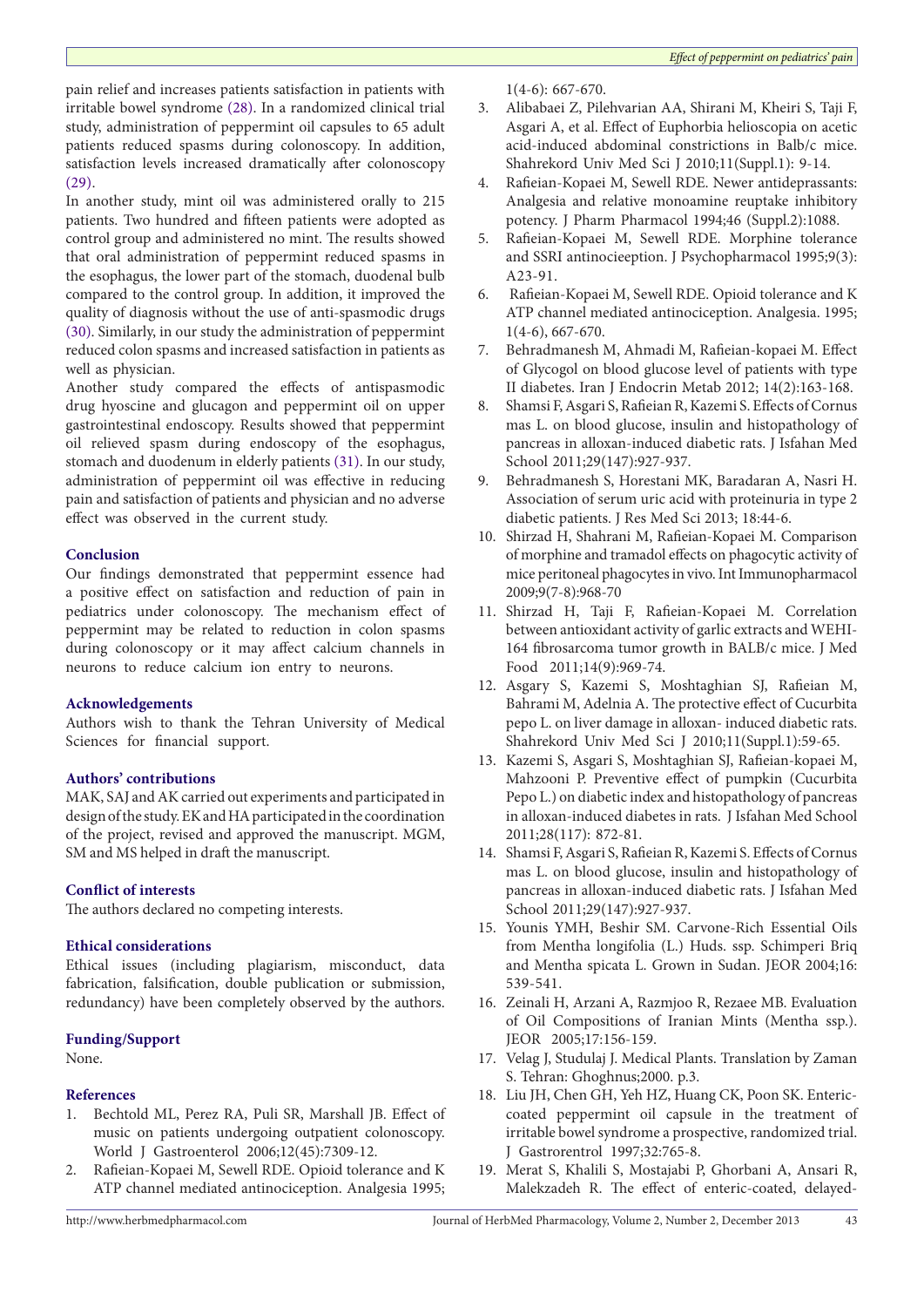pain relief and increases patients satisfaction in patients with irritable bowel syndrome (28). In a randomized clinical trial study, administration of peppermint oil capsules to 65 adult patients reduced spasms during colonoscopy. In addition, satisfaction levels increased dramatically after colonoscopy (29).

In another study, mint oil was administered orally to 215 patients. Two hundred and fifteen patients were adopted as control group and administered no mint. The results showed that oral administration of peppermint reduced spasms in the esophagus, the lower part of the stomach, duodenal bulb compared to the control group. In addition, it improved the quality of diagnosis without the use of anti-spasmodic drugs (30). Similarly, in our study the administration of peppermint reduced colon spasms and increased satisfaction in patients as well as physician.

Another study compared the effects of antispasmodic drug hyoscine and glucagon and peppermint oil on upper gastrointestinal endoscopy. Results showed that peppermint oil relieved spasm during endoscopy of the esophagus, stomach and duodenum in elderly patients (31). In our study, administration of peppermint oil was effective in reducing pain and satisfaction of patients and physician and no adverse effect was observed in the current study.

## Conclusion

Our findings demonstrated that peppermint essence had a positive effect on satisfaction and reduction of pain in pediatrics under colonoscopy. The mechanism effect of peppermint may be related to reduction in colon spasms during colonoscopy or it may affect calcium channels in neurons to reduce calcium ion entry to neurons.

## Acknowledgements

Authors wish to thank the Tehran University of Medical Sciences for financial support.

## Authors' contributions

MAK, SAJ and AK carried out experiments and participated in design of the study. EK and HA participated in the coordination of the project, revised and approved the manuscript. MGM, SM and MS helped in draft the manuscript.

## Conflict of interests

The authors declared no competing interests.

## Ethical considerations

Ethical issues (including plagiarism, misconduct, data fabrication, falsification, double publication or submission, redundancy) have been completely observed by the authors.

## Funding/Support

None.

## References

1. Bechtold ML, Perez RA, Puli SR, Marshall JB. Effect of music on patients undergoing outpatient colonoscopy. World J Gastroenterol 2006;12(45):7309-12.
2. Rafieian-Kopaei M, Sewell RDE. Opioid tolerance and K ATP channel mediated antinociception. Analgesia 1995; 1(4-6): 667-670.
3. Alibabaei Z, Pilehvarian AA, Shirani M, Kheiri S, Taji F, Asgari A, et al. Effect of Euphorbia helioscopia on acetic acid-induced abdominal constrictions in Balb/c mice. Shahrekord Univ Med Sci J 2010;11(Suppl.1): 9-14.
4. Rafieian-Kopaei M, Sewell RDE. Newer antidepressants: Analgesia and relative monoamine reuptake inhibitory potency. J Pharm Pharmacol 1994;46 (Suppl.2):1088.
5. Rafieian-Kopaei M, Sewell RDE. Morphine tolerance and SSRI antinocieeption. J Psychopharmacol 1995;9(3): A23-91.
6. Rafieian-Kopaei M, Sewell RDE. Opioid tolerance and K ATP channel mediated antinociception. Analgesia. 1995; 1(4-6), 667-670.
7. Behradmanesh M, Ahmadi M, Rafieian-kopaei M. Effect of Glycogol on blood glucose level of patients with type II diabetes. Iran J Endocrin Metab 2012; 14(2):163-168.
8. Shamsi F, Asgari S, Rafieian R, Kazemi S. Effects of Cornus mas L. on blood glucose, insulin and histopathology of pancreas in alloxan-induced diabetic rats. J Isfahan Med School 2011;29(147):927-937.
9. Behradmanesh S, Horestani MK, Baradaran A, Nasri H. Association of serum uric acid with proteinuria in type 2 diabetic patients. J Res Med Sci 2013; 18:44-6.
10. Shirzad H, Shahrani M, Rafieian-Kopaei M. Comparison of morphine and tramadol effects on phagocytic activity of mice peritoneal phagocytes in vivo. Int Immunopharmacol 2009;9(7-8):968-70
11. Shirzad H, Taji F, Rafieian-Kopaei M. Correlation between antioxidant activity of garlic extracts and WEHI-164 fibrosarcoma tumor growth in BALB/c mice. J Med Food 2011;14(9):969-74.
12. Asgary S, Kazemi S, Moshtaghian SJ, Rafieian M, Bahrami M, Adelnia A. The protective effect of Cucurbita pepo L. on liver damage in alloxan- induced diabetic rats. Shahrekord Univ Med Sci J 2010;11(Suppl.1):59-65.
13. Kazemi S, Asgari S, Moshtaghian SJ, Rafieian-kopaei M, Mahzooni P. Preventive effect of pumpkin (Cucurbita Pepo L.) on diabetic index and histopathology of pancreas in alloxan-induced diabetes in rats. J Isfahan Med School 2011;28(117): 872-81.
14. Shamsi F, Asgari S, Rafieian R, Kazemi S. Effects of Cornus mas L. on blood glucose, insulin and histopathology of pancreas in alloxan-induced diabetic rats. J Isfahan Med School 2011;29(147):927-937.
15. Younis YMH, Beshir SM. Carvone-Rich Essential Oils from Mentha longifolia (L.) Huds. ssp. Schimperi Briq and Mentha spicata L. Grown in Sudan. JEOR 2004;16: 539-541.
16. Zeinali H, Arzani A, Razmjoo R, Rezaee MB. Evaluation of Oil Compositions of Iranian Mints (Mentha ssp.). JEOR 2005;17:156-159.
17. Velag J, Studulaj J. Medical Plants. Translation by Zaman S. Tehran: Ghoghnus;2000. p.3.
18. Liu JH, Chen GH, Yeh HZ, Huang CK, Poon SK. Enteric-coated peppermint oil capsule in the treatment of irritable bowel syndrome a prospective, randomized trial. J Gastrorentrol 1997;32:765-8.
19. Merat S, Khalili S, Mostajabi P, Ghorbani A, Ansari R, Malekzadeh R. The effect of enteric-coated, delayed-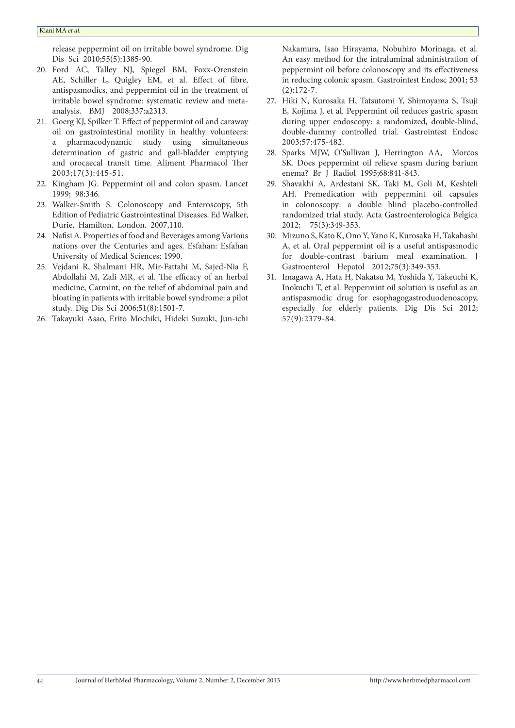release peppermint oil on irritable bowel syndrome. Dig Dis Sci 2010;55(5):1385-90.

20. Ford AC, Talley NJ, Spiegel BM, Foxx-Orenstein AE, Schiller L, Quigley EM, et al. Effect of fibre, antispasmodics, and peppermint oil in the treatment of irritable bowel syndrome: systematic review and meta-analysis. BMJ 2008;337:a2313.
21. Goerg KJ, Spilker T. Effect of peppermint oil and caraway oil on gastrointestinal motility in healthy volunteers: a pharmacodynamic study using simultaneous determination of gastric and gall-bladder emptying and orocaecal transit time. Aliment Pharmacol Ther 2003;17(3):445-51.
22. Kingham JG. Peppermint oil and colon spasm. Lancet 1999; 98:346.
23. Walker-Smith S. Colonoscopy and Enteroscopy, 5th Edition of Pediatric Gastrointestinal Diseases. Ed Walker, Durie, Hamilton. London. 2007,110.
24. Nafisi A. Properties of food and Beverages among Various nations over the Centuries and ages. Esfahan: Esfahan University of Medical Sciences; 1990.
25. Vejdani R, Shalmani HR, Mir-Fattahi M, Sajed-Nia F, Abdollahi M, Zali MR, et al. The efficacy of an herbal medicine, Carmint, on the relief of abdominal pain and bloating in patients with irritable bowel syndrome: a pilot study. Dig Dis Sci 2006;51(8):1501-7.
26. Takayuki Asao, Erito Mochiki, Hideki Suzuki, Jun-ichi Nakamura, Isao Hirayama, Nobuhiro Morinaga, et al. An easy method for the intraluminal administration of peppermint oil before colonoscopy and its effectiveness in reducing colonic spasm. Gastrointest Endosc 2001; 53 (2):172-7.
27. Hiki N, Kurosaka H, Tatsutomi Y, Shimoyama S, Tsuji E, Kojima J, et al. Peppermint oil reduces gastric spasm during upper endoscopy: a randomized, double-blind, double-dummy controlled trial. Gastrointest Endosc 2003;57:475-482.
28. Sparks MJW, O'Sullivan J, Herrington AA, Morcos SK. Does peppermint oil relieve spasm during barium enema? Br J Radiol 1995;68:841-843.
29. Shavakhi A, Ardestani SK, Taki M, Goli M, Keshteli AH. Premedication with peppermint oil capsules in colonoscopy: a double blind placebo-controlled randomized trial study. Acta Gastroenterologica Belgica 2012; 75(3):349-353.
30. Mizuno S, Kato K, Ono Y, Yano K, Kurosaka H, Takahashi A, et al. Oral peppermint oil is a useful antispasmodic for double-contrast barium meal examination. J Gastroenterol Hepatol 2012;75(3):349-353.
31. Imagawa A, Hata H, Nakatsu M, Yoshida Y, Takeuchi K, Inokuchi T, et al. Peppermint oil solution is useful as an antispasmodic drug for esophagogastroduodenoscopy, especially for elderly patients. Dig Dis Sci 2012; 57(9):2379-84.